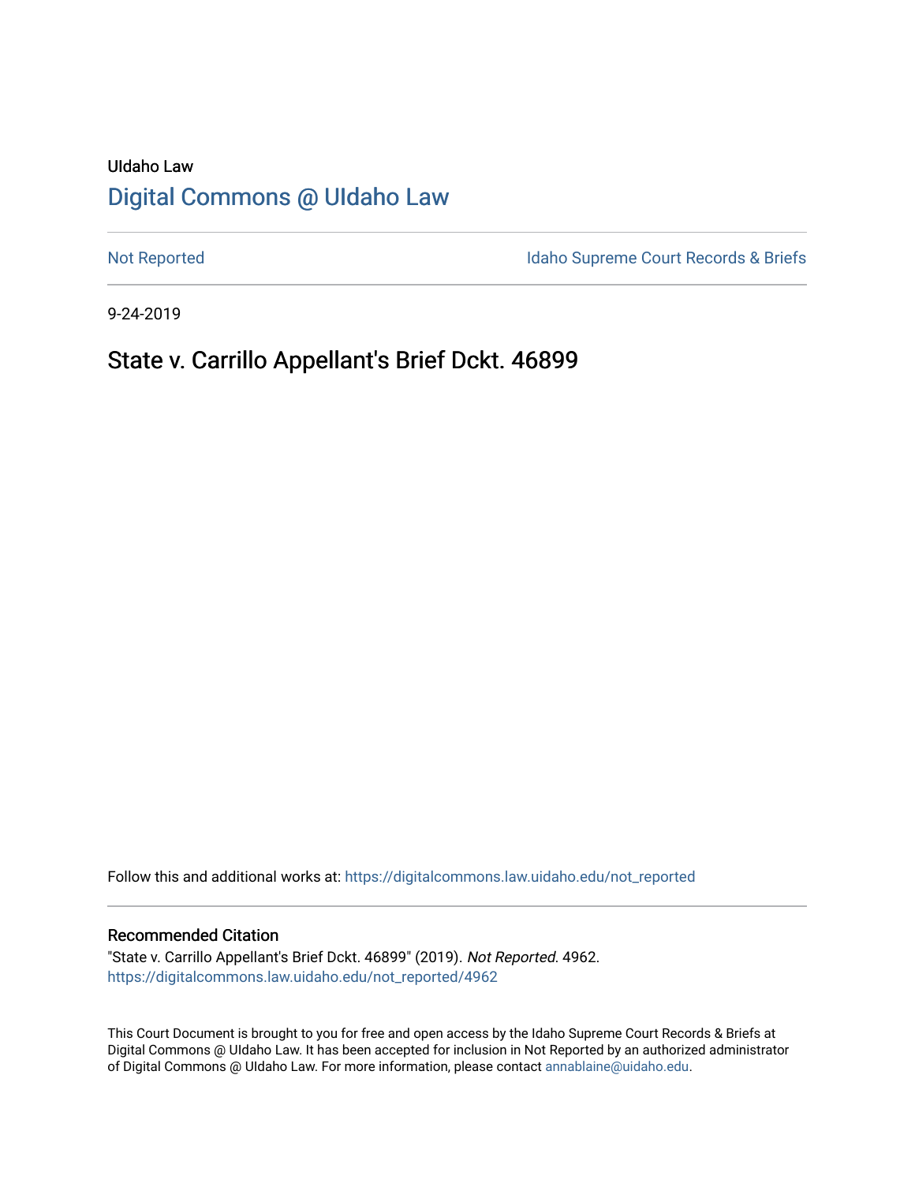UIdaho Law

# Digital Commons @ UIdaho Law

Not Reported

Idaho Supreme Court Records & Briefs

9-24-2019

## State v. Carrillo Appellant's Brief Dckt. 46899

Follow this and additional works at: https://digitalcommons.law.uidaho.edu/not_reported

### Recommended Citation

"State v. Carrillo Appellant's Brief Dckt. 46899" (2019). *Not Reported*. 4962.
https://digitalcommons.law.uidaho.edu/not_reported/4962

This Court Document is brought to you for free and open access by the Idaho Supreme Court Records & Briefs at Digital Commons @ UIdaho Law. It has been accepted for inclusion in Not Reported by an authorized administrator of Digital Commons @ UIdaho Law. For more information, please contact annablaine@uidaho.edu.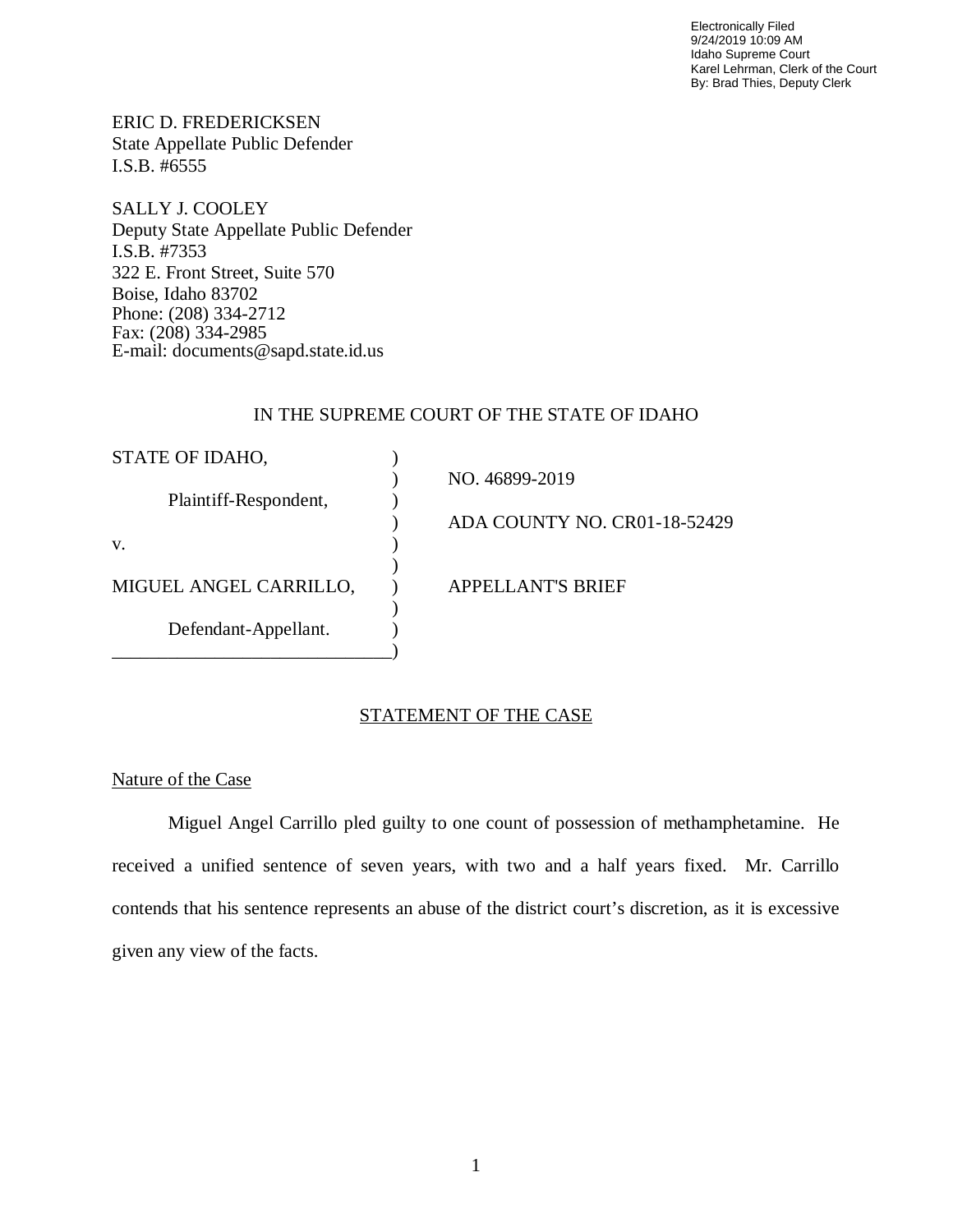Electronically Filed
9/24/2019 10:09 AM
Idaho Supreme Court
Karel Lehrman, Clerk of the Court
By: Brad Thies, Deputy Clerk

ERIC D. FREDERICKSEN
State Appellate Public Defender
I.S.B. #6555

SALLY J. COOLEY
Deputy State Appellate Public Defender
I.S.B. #7353
322 E. Front Street, Suite 570
Boise, Idaho 83702
Phone: (208) 334-2712
Fax: (208) 334-2985
E-mail: documents@sapd.state.id.us

IN THE SUPREME COURT OF THE STATE OF IDAHO

| | | |
|---|---|---|
| STATE OF IDAHO, | ) | |
| | ) | NO. 46899-2019 |
| Plaintiff-Respondent, | ) | |
| | ) | ADA COUNTY NO. CR01-18-52429 |
| v. | ) | |
| | ) | |
| MIGUEL ANGEL CARRILLO, | ) | APPELLANT'S BRIEF |
| | ) | |
| Defendant-Appellant. | ) | |

## STATEMENT OF THE CASE

### Nature of the Case

Miguel Angel Carrillo pled guilty to one count of possession of methamphetamine. He received a unified sentence of seven years, with two and a half years fixed. Mr. Carrillo contends that his sentence represents an abuse of the district court's discretion, as it is excessive given any view of the facts.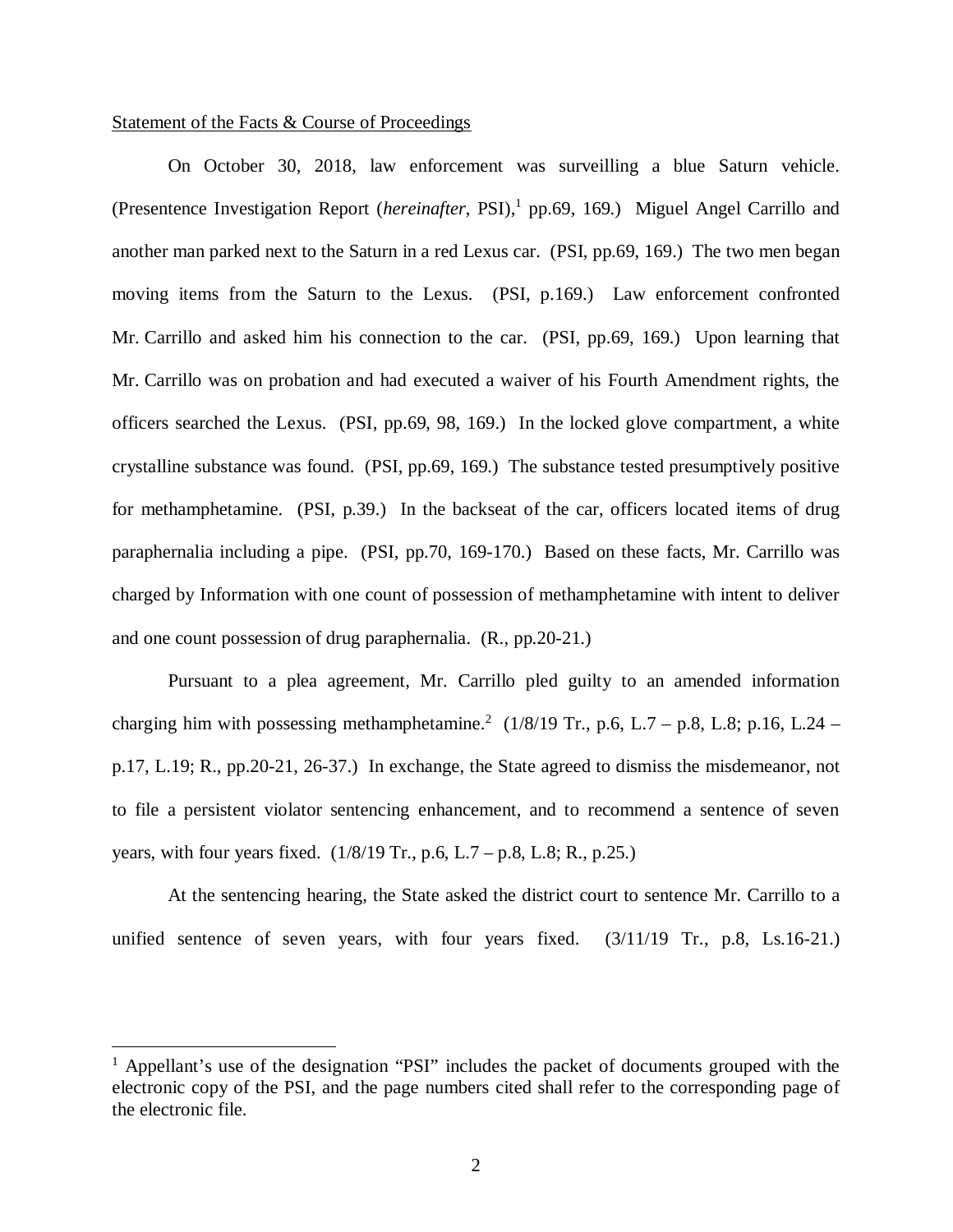Statement of the Facts & Course of Proceedings

On October 30, 2018, law enforcement was surveilling a blue Saturn vehicle. (Presentence Investigation Report (*hereinafter*, PSI),[1] pp.69, 169.) Miguel Angel Carrillo and another man parked next to the Saturn in a red Lexus car. (PSI, pp.69, 169.) The two men began moving items from the Saturn to the Lexus. (PSI, p.169.) Law enforcement confronted Mr. Carrillo and asked him his connection to the car. (PSI, pp.69, 169.) Upon learning that Mr. Carrillo was on probation and had executed a waiver of his Fourth Amendment rights, the officers searched the Lexus. (PSI, pp.69, 98, 169.) In the locked glove compartment, a white crystalline substance was found. (PSI, pp.69, 169.) The substance tested presumptively positive for methamphetamine. (PSI, p.39.) In the backseat of the car, officers located items of drug paraphernalia including a pipe. (PSI, pp.70, 169-170.) Based on these facts, Mr. Carrillo was charged by Information with one count of possession of methamphetamine with intent to deliver and one count possession of drug paraphernalia. (R., pp.20-21.)

Pursuant to a plea agreement, Mr. Carrillo pled guilty to an amended information charging him with possessing methamphetamine.[2] (1/8/19 Tr., p.6, L.7 – p.8, L.8; p.16, L.24 – p.17, L.19; R., pp.20-21, 26-37.) In exchange, the State agreed to dismiss the misdemeanor, not to file a persistent violator sentencing enhancement, and to recommend a sentence of seven years, with four years fixed. (1/8/19 Tr., p.6, L.7 – p.8, L.8; R., p.25.)

At the sentencing hearing, the State asked the district court to sentence Mr. Carrillo to a unified sentence of seven years, with four years fixed. (3/11/19 Tr., p.8, Ls.16-21.)

---

[1] Appellant's use of the designation "PSI" includes the packet of documents grouped with the electronic copy of the PSI, and the page numbers cited shall refer to the corresponding page of the electronic file.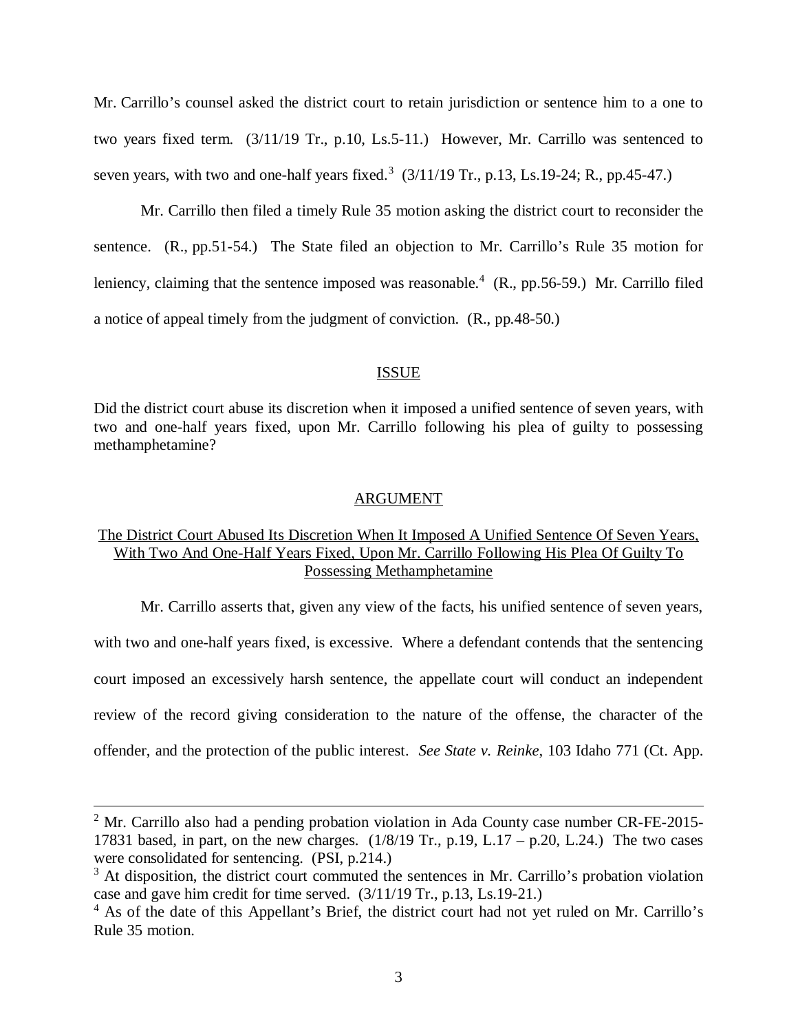Mr. Carrillo's counsel asked the district court to retain jurisdiction or sentence him to a one to two years fixed term. (3/11/19 Tr., p.10, Ls.5-11.) However, Mr. Carrillo was sentenced to seven years, with two and one-half years fixed.[3] (3/11/19 Tr., p.13, Ls.19-24; R., pp.45-47.)

Mr. Carrillo then filed a timely Rule 35 motion asking the district court to reconsider the sentence. (R., pp.51-54.) The State filed an objection to Mr. Carrillo's Rule 35 motion for leniency, claiming that the sentence imposed was reasonable.[4] (R., pp.56-59.) Mr. Carrillo filed a notice of appeal timely from the judgment of conviction. (R., pp.48-50.)

## ISSUE

Did the district court abuse its discretion when it imposed a unified sentence of seven years, with two and one-half years fixed, upon Mr. Carrillo following his plea of guilty to possessing methamphetamine?

## ARGUMENT

### The District Court Abused Its Discretion When It Imposed A Unified Sentence Of Seven Years, With Two And One-Half Years Fixed, Upon Mr. Carrillo Following His Plea Of Guilty To Possessing Methamphetamine

Mr. Carrillo asserts that, given any view of the facts, his unified sentence of seven years, with two and one-half years fixed, is excessive. Where a defendant contends that the sentencing court imposed an excessively harsh sentence, the appellate court will conduct an independent review of the record giving consideration to the nature of the offense, the character of the offender, and the protection of the public interest. *See State v. Reinke*, 103 Idaho 771 (Ct. App.

---

[2] Mr. Carrillo also had a pending probation violation in Ada County case number CR-FE-2015-17831 based, in part, on the new charges. (1/8/19 Tr., p.19, L.17 – p.20, L.24.) The two cases were consolidated for sentencing. (PSI, p.214.)

[3] At disposition, the district court commuted the sentences in Mr. Carrillo's probation violation case and gave him credit for time served. (3/11/19 Tr., p.13, Ls.19-21.)

[4] As of the date of this Appellant's Brief, the district court had not yet ruled on Mr. Carrillo's Rule 35 motion.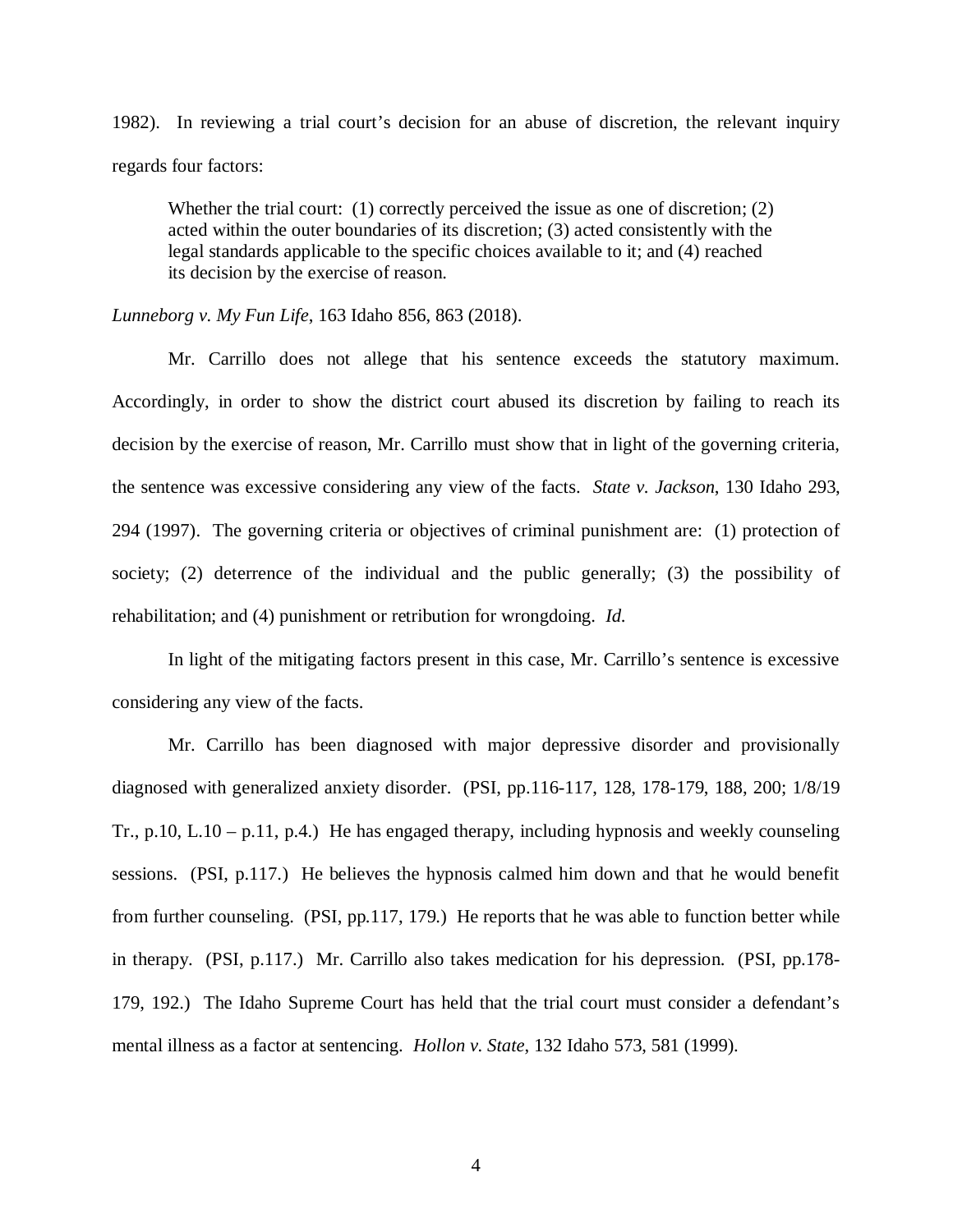1982). In reviewing a trial court's decision for an abuse of discretion, the relevant inquiry regards four factors:

> Whether the trial court: (1) correctly perceived the issue as one of discretion; (2) acted within the outer boundaries of its discretion; (3) acted consistently with the legal standards applicable to the specific choices available to it; and (4) reached its decision by the exercise of reason.

*Lunneborg v. My Fun Life*, 163 Idaho 856, 863 (2018).

Mr. Carrillo does not allege that his sentence exceeds the statutory maximum. Accordingly, in order to show the district court abused its discretion by failing to reach its decision by the exercise of reason, Mr. Carrillo must show that in light of the governing criteria, the sentence was excessive considering any view of the facts. *State v. Jackson*, 130 Idaho 293, 294 (1997). The governing criteria or objectives of criminal punishment are: (1) protection of society; (2) deterrence of the individual and the public generally; (3) the possibility of rehabilitation; and (4) punishment or retribution for wrongdoing. *Id.*

In light of the mitigating factors present in this case, Mr. Carrillo's sentence is excessive considering any view of the facts.

Mr. Carrillo has been diagnosed with major depressive disorder and provisionally diagnosed with generalized anxiety disorder. (PSI, pp.116-117, 128, 178-179, 188, 200; 1/8/19 Tr., p.10, L.10 – p.11, p.4.) He has engaged therapy, including hypnosis and weekly counseling sessions. (PSI, p.117.) He believes the hypnosis calmed him down and that he would benefit from further counseling. (PSI, pp.117, 179.) He reports that he was able to function better while in therapy. (PSI, p.117.) Mr. Carrillo also takes medication for his depression. (PSI, pp.178-179, 192.) The Idaho Supreme Court has held that the trial court must consider a defendant's mental illness as a factor at sentencing. *Hollon v. State*, 132 Idaho 573, 581 (1999).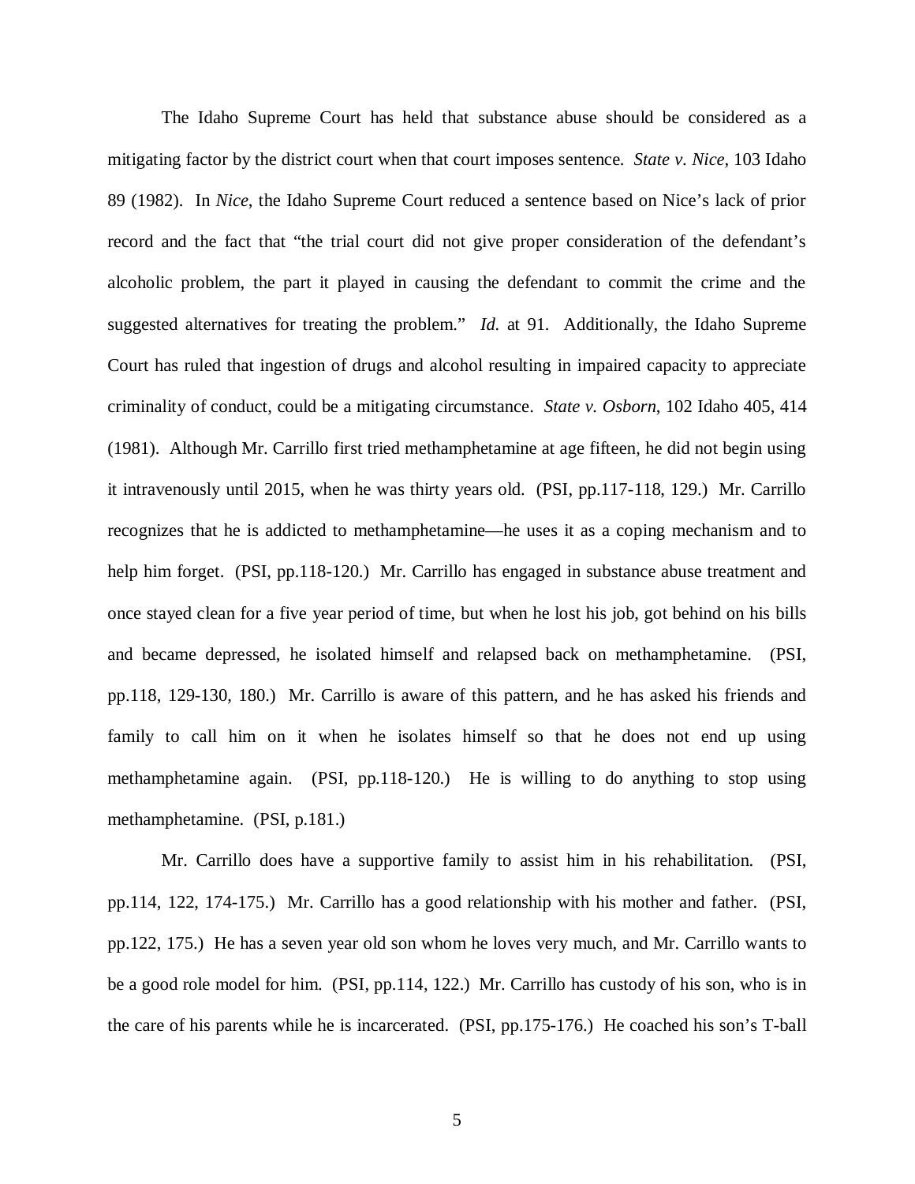The Idaho Supreme Court has held that substance abuse should be considered as a mitigating factor by the district court when that court imposes sentence. *State v. Nice*, 103 Idaho 89 (1982). In *Nice*, the Idaho Supreme Court reduced a sentence based on Nice's lack of prior record and the fact that "the trial court did not give proper consideration of the defendant's alcoholic problem, the part it played in causing the defendant to commit the crime and the suggested alternatives for treating the problem." *Id.* at 91. Additionally, the Idaho Supreme Court has ruled that ingestion of drugs and alcohol resulting in impaired capacity to appreciate criminality of conduct, could be a mitigating circumstance. *State v. Osborn*, 102 Idaho 405, 414 (1981). Although Mr. Carrillo first tried methamphetamine at age fifteen, he did not begin using it intravenously until 2015, when he was thirty years old. (PSI, pp.117-118, 129.) Mr. Carrillo recognizes that he is addicted to methamphetamine—he uses it as a coping mechanism and to help him forget. (PSI, pp.118-120.) Mr. Carrillo has engaged in substance abuse treatment and once stayed clean for a five year period of time, but when he lost his job, got behind on his bills and became depressed, he isolated himself and relapsed back on methamphetamine. (PSI, pp.118, 129-130, 180.) Mr. Carrillo is aware of this pattern, and he has asked his friends and family to call him on it when he isolates himself so that he does not end up using methamphetamine again. (PSI, pp.118-120.) He is willing to do anything to stop using methamphetamine. (PSI, p.181.)

Mr. Carrillo does have a supportive family to assist him in his rehabilitation. (PSI, pp.114, 122, 174-175.) Mr. Carrillo has a good relationship with his mother and father. (PSI, pp.122, 175.) He has a seven year old son whom he loves very much, and Mr. Carrillo wants to be a good role model for him. (PSI, pp.114, 122.) Mr. Carrillo has custody of his son, who is in the care of his parents while he is incarcerated. (PSI, pp.175-176.) He coached his son's T-ball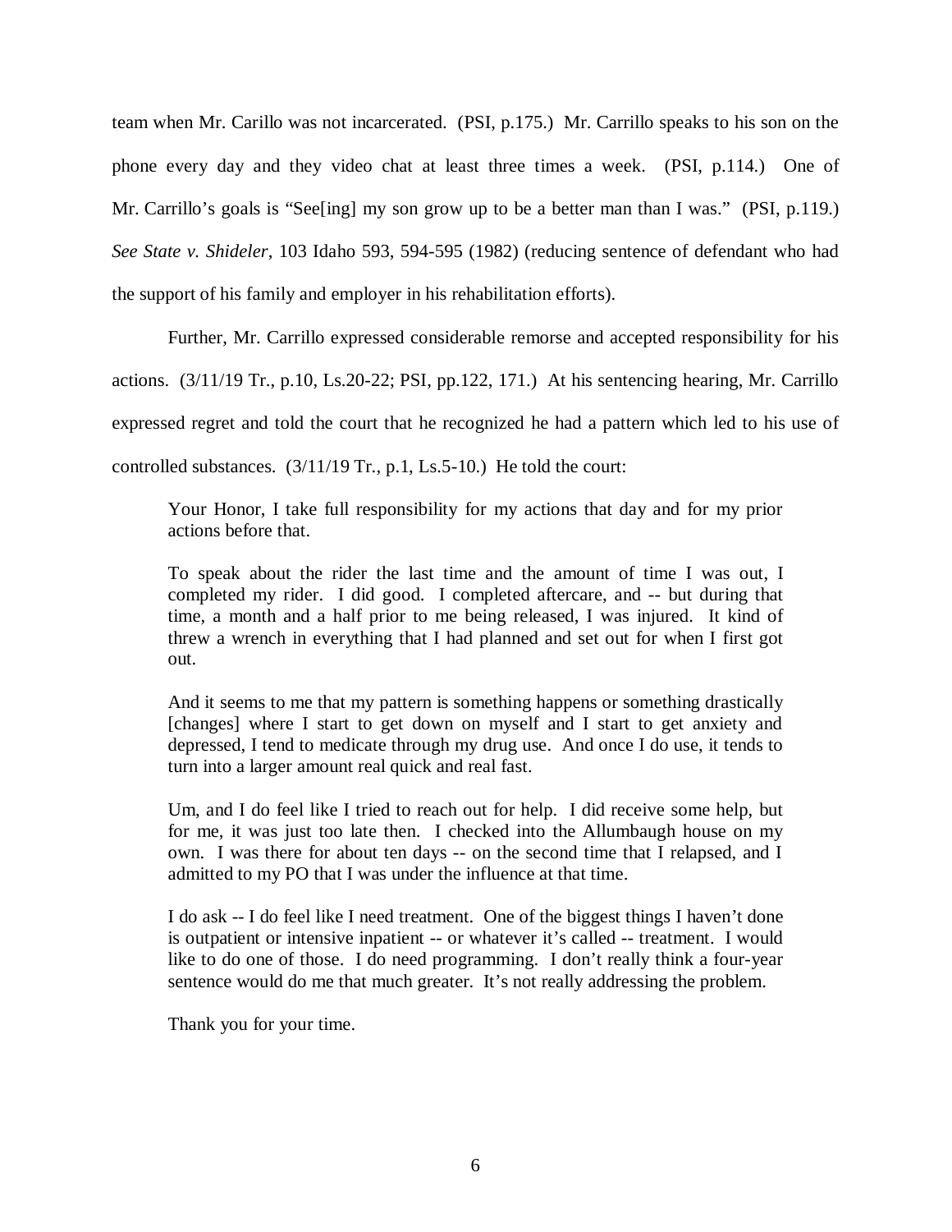team when Mr. Carillo was not incarcerated. (PSI, p.175.) Mr. Carrillo speaks to his son on the phone every day and they video chat at least three times a week. (PSI, p.114.) One of Mr. Carrillo's goals is "See[ing] my son grow up to be a better man than I was." (PSI, p.119.) *See State v. Shideler*, 103 Idaho 593, 594-595 (1982) (reducing sentence of defendant who had the support of his family and employer in his rehabilitation efforts).

Further, Mr. Carrillo expressed considerable remorse and accepted responsibility for his actions. (3/11/19 Tr., p.10, Ls.20-22; PSI, pp.122, 171.) At his sentencing hearing, Mr. Carrillo expressed regret and told the court that he recognized he had a pattern which led to his use of controlled substances. (3/11/19 Tr., p.1, Ls.5-10.) He told the court:

> Your Honor, I take full responsibility for my actions that day and for my prior actions before that.
>
> To speak about the rider the last time and the amount of time I was out, I completed my rider. I did good. I completed aftercare, and -- but during that time, a month and a half prior to me being released, I was injured. It kind of threw a wrench in everything that I had planned and set out for when I first got out.
>
> And it seems to me that my pattern is something happens or something drastically [changes] where I start to get down on myself and I start to get anxiety and depressed, I tend to medicate through my drug use. And once I do use, it tends to turn into a larger amount real quick and real fast.
>
> Um, and I do feel like I tried to reach out for help. I did receive some help, but for me, it was just too late then. I checked into the Allumbaugh house on my own. I was there for about ten days -- on the second time that I relapsed, and I admitted to my PO that I was under the influence at that time.
>
> I do ask -- I do feel like I need treatment. One of the biggest things I haven't done is outpatient or intensive inpatient -- or whatever it's called -- treatment. I would like to do one of those. I do need programming. I don't really think a four-year sentence would do me that much greater. It's not really addressing the problem.
>
> Thank you for your time.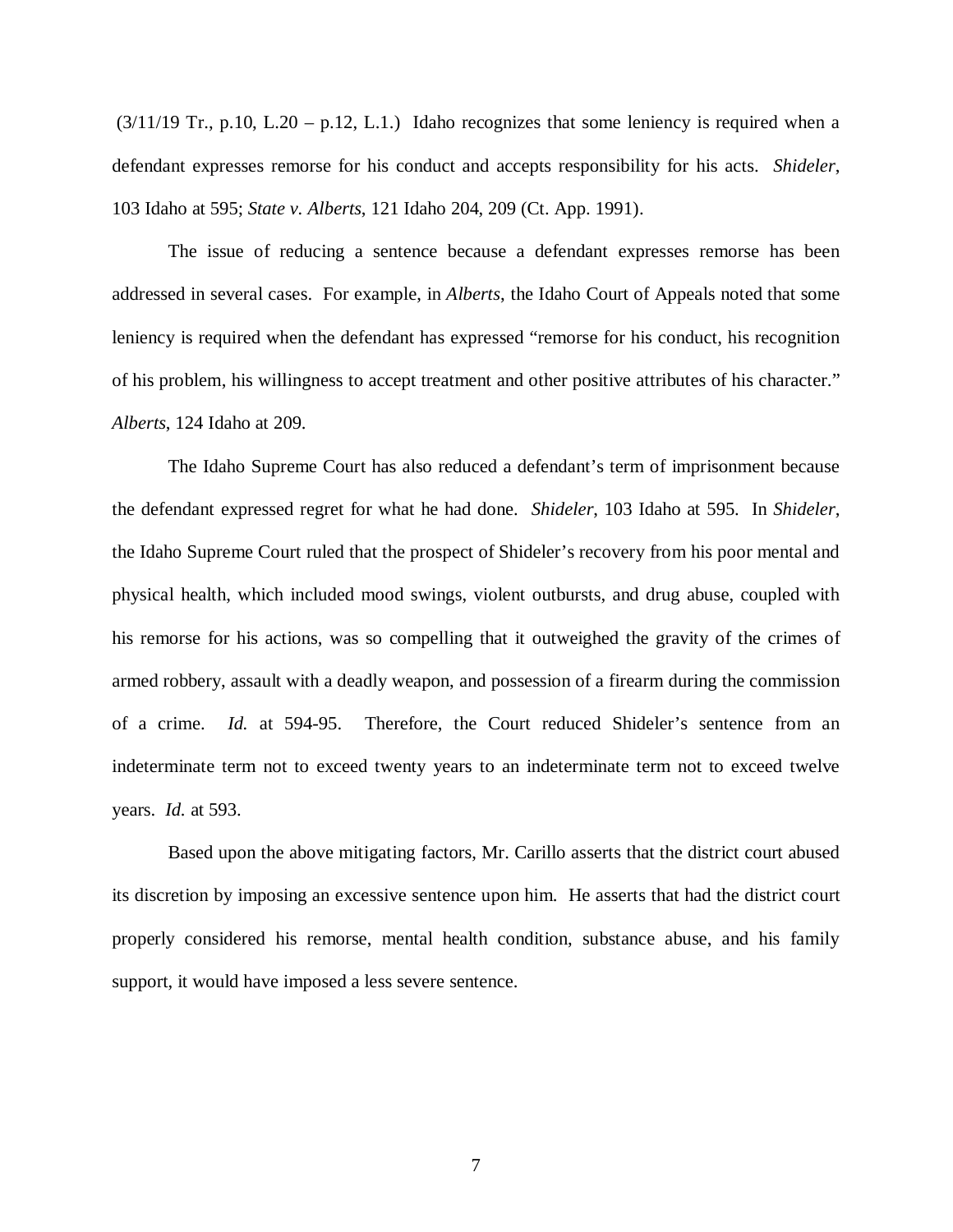(3/11/19 Tr., p.10, L.20 – p.12, L.1.) Idaho recognizes that some leniency is required when a defendant expresses remorse for his conduct and accepts responsibility for his acts. *Shideler*, 103 Idaho at 595; *State v. Alberts*, 121 Idaho 204, 209 (Ct. App. 1991).

The issue of reducing a sentence because a defendant expresses remorse has been addressed in several cases. For example, in *Alberts*, the Idaho Court of Appeals noted that some leniency is required when the defendant has expressed "remorse for his conduct, his recognition of his problem, his willingness to accept treatment and other positive attributes of his character." *Alberts*, 124 Idaho at 209.

The Idaho Supreme Court has also reduced a defendant's term of imprisonment because the defendant expressed regret for what he had done. *Shideler*, 103 Idaho at 595. In *Shideler*, the Idaho Supreme Court ruled that the prospect of Shideler's recovery from his poor mental and physical health, which included mood swings, violent outbursts, and drug abuse, coupled with his remorse for his actions, was so compelling that it outweighed the gravity of the crimes of armed robbery, assault with a deadly weapon, and possession of a firearm during the commission of a crime. *Id.* at 594-95. Therefore, the Court reduced Shideler's sentence from an indeterminate term not to exceed twenty years to an indeterminate term not to exceed twelve years. *Id.* at 593.

Based upon the above mitigating factors, Mr. Carillo asserts that the district court abused its discretion by imposing an excessive sentence upon him. He asserts that had the district court properly considered his remorse, mental health condition, substance abuse, and his family support, it would have imposed a less severe sentence.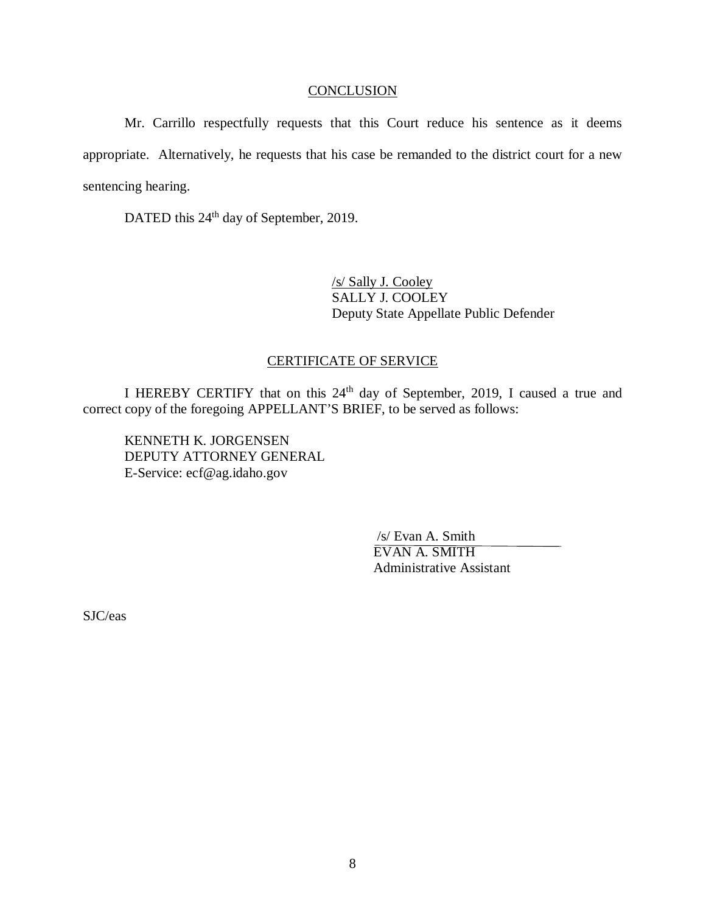## CONCLUSION

Mr. Carrillo respectfully requests that this Court reduce his sentence as it deems appropriate. Alternatively, he requests that his case be remanded to the district court for a new sentencing hearing.

DATED this 24th day of September, 2019.

/s/ Sally J. Cooley
SALLY J. COOLEY
Deputy State Appellate Public Defender

## CERTIFICATE OF SERVICE

I HEREBY CERTIFY that on this 24th day of September, 2019, I caused a true and correct copy of the foregoing APPELLANT'S BRIEF, to be served as follows:

KENNETH K. JORGENSEN
DEPUTY ATTORNEY GENERAL
E-Service: ecf@ag.idaho.gov

/s/ Evan A. Smith
EVAN A. SMITH
Administrative Assistant

SJC/eas